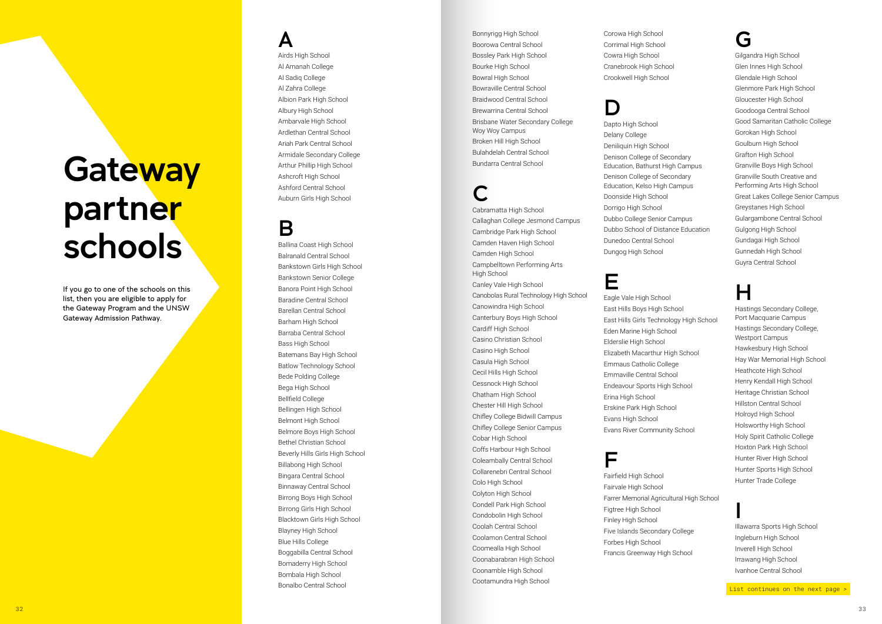# Gateway partner schools

If you go to one of the schools on this list, then you are eligible to apply for the Gateway Program and the UNSW Gateway Admission Pathway.

## A

Airds High School
Al Amanah College
Al Sadiq College
Al Zahra College
Albion Park High School
Albury High School
Ambarvale High School
Ardlethan Central School
Ariah Park Central School
Armidale Secondary College
Arthur Phillip High School
Ashcroft High School
Ashford Central School
Auburn Girls High School

## B

Ballina Coast High School
Balranald Central School
Bankstown Girls High School
Bankstown Senior College
Banora Point High School
Baradine Central School
Barellan Central School
Barham High School
Barraba Central School
Bass High School
Batemans Bay High School
Batlow Technology School
Bede Polding College
Bega High School
Bellfield College
Bellingen High School
Belmont High School
Belmore Boys High School
Bethel Christian School
Beverly Hills Girls High School
Billabong High School
Bingara Central School
Binnaway Central School
Birrong Boys High School
Birrong Girls High School
Blacktown Girls High School
Blayney High School
Blue Hills College
Boggabilla Central School
Bomaderry High School
Bombala High School
Bonalbo Central School
Bonnyrigg High School
Boorowa Central School
Bossley Park High School
Bourke High School
Bowral High School
Bowraville Central School
Braidwood Central School
Brewarrina Central School
Brisbane Water Secondary College Woy Woy Campus
Broken Hill High School
Bulahdelah Central School
Bundarra Central School

## C

Cabramatta High School
Callaghan College Jesmond Campus
Cambridge Park High School
Camden Haven High School
Camden High School
Campbelltown Performing Arts High School
Canley Vale High School
Canobolas Rural Technology High School
Canowindra High School
Canterbury Boys High School
Cardiff High School
Casino Christian School
Casino High School
Casula High School
Cecil Hills High School
Cessnock High School
Chatham High School
Chester Hill High School
Chifley College Bidwill Campus
Chifley College Senior Campus
Cobar High School
Coffs Harbour High School
Coleambally Central School
Collarenebri Central School
Colo High School
Colyton High School
Condell Park High School
Condobolin High School
Coolah Central School
Coolamon Central School
Coomealla High School
Coonabarabran High School
Coonamble High School
Cootamundra High School
Corowa High School
Corrimal High School
Cowra High School
Cranebrook High School
Crookwell High School

## D

Dapto High School
Delany College
Deniliquin High School
Denison College of Secondary Education, Bathurst High Campus
Denison College of Secondary Education, Kelso High Campus
Doonside High School
Dorrigo High School
Dubbo College Senior Campus
Dubbo School of Distance Education
Dunedoo Central School
Dungog High School

## E

Eagle Vale High School
East Hills Boys High School
East Hills Girls Technology High School
Eden Marine High School
Elderslie High School
Elizabeth Macarthur High School
Emmaus Catholic College
Emmaville Central School
Endeavour Sports High School
Erina High School
Erskine Park High School
Evans High School
Evans River Community School

## F

Fairfield High School
Fairvale High School
Farrer Memorial Agricultural High School
Figtree High School
Finley High School
Five Islands Secondary College
Forbes High School
Francis Greenway High School

## G

Gilgandra High School
Glen Innes High School
Glendale High School
Glenmore Park High School
Gloucester High School
Goodooga Central School
Good Samaritan Catholic College
Gorokan High School
Goulburn High School
Grafton High School
Granville Boys High School
Granville South Creative and Performing Arts High School
Great Lakes College Senior Campus
Greystanes High School
Gulargambone Central School
Gulgong High School
Gundagai High School
Gunnedah High School
Guyra Central School

## H

Hastings Secondary College, Port Macquarie Campus
Hastings Secondary College, Westport Campus
Hawkesbury High School
Hay War Memorial High School
Heathcote High School
Henry Kendall High School
Heritage Christian School
Hillston Central School
Holroyd High School
Holsworthy High School
Holy Spirit Catholic College
Hoxton Park High School
Hunter River High School
Hunter Sports High School
Hunter Trade College

## I

Illawarra Sports High School
Ingleburn High School
Inverell High School
Irrawang High School
Ivanhoe Central School

List continues on the next page >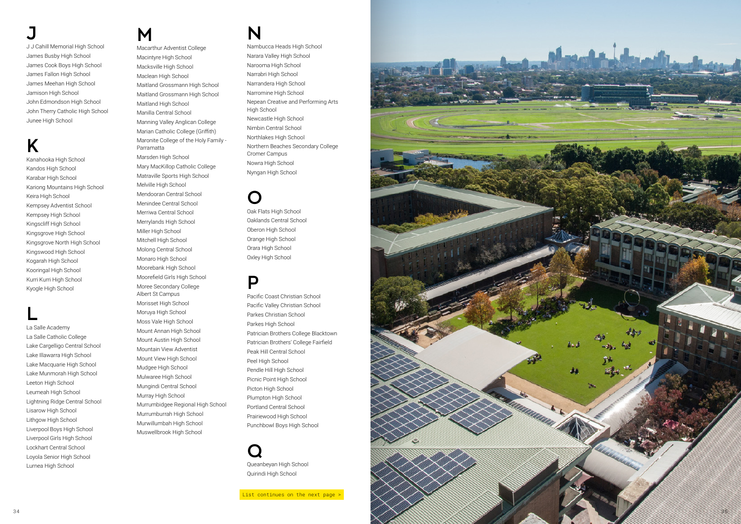## J

J J Cahill Memorial High School
James Busby High School
James Cook Boys High School
James Fallon High School
James Meehan High School
Jamison High School
John Edmondson High School
John Therry Catholic High School
Junee High School

## K

Kanahooka High School
Kandos High School
Karabar High School
Kariong Mountains High School
Keira High School
Kempsey Adventist School
Kempsey High School
Kingscliff High School
Kingsgrove High School
Kingsgrove North High School
Kingswood High School
Kogarah High School
Kooringal High School
Kurri Kurri High School
Kyogle High School

## L

La Salle Academy
La Salle Catholic College
Lake Cargelligo Central School
Lake Illawarra High School
Lake Macquarie High School
Lake Munmorah High School
Leeton High School
Leumeah High School
Lightning Ridge Central School
Lisarow High School
Lithgow High School
Liverpool Boys High School
Liverpool Girls High School
Lockhart Central School
Loyola Senior High School
Lurnea High School

## M

Macarthur Adventist College
Macintyre High School
Macksville High School
Maclean High School
Maitland Grossmann High School
Maitland Grossmann High School
Maitland High School
Manilla Central School
Manning Valley Anglican College
Marian Catholic College (Griffith)
Maronite College of the Holy Family - Parramatta
Marsden High School
Mary MacKillop Catholic College
Matraville Sports High School
Melville High School
Mendooran Central School
Menindee Central School
Merriwa Central School
Merrylands High School
Miller High School
Mitchell High School
Molong Central School
Monaro High School
Moorebank High School
Moorefield Girls High School
Moree Secondary College Albert St Campus
Morisset High School
Moruya High School
Moss Vale High School
Mount Annan High School
Mount Austin High School
Mountain View Adventist
Mount View High School
Mudgee High School
Mulwaree High School
Mungindi Central School
Murray High School
Murrumbidgee Regional High School
Murrumburrah High School
Murwillumbah High School
Muswellbrook High School

## N

Nambucca Heads High School
Narara Valley High School
Narooma High School
Narrabri High School
Narrandera High School
Narromine High School
Nepean Creative and Performing Arts High School
Newcastle High School
Nimbin Central School
Northlakes High School
Northern Beaches Secondary College Cromer Campus
Nowra High School
Nyngan High School

## O

Oak Flats High School
Oaklands Central School
Oberon High School
Orange High School
Orara High School
Oxley High School

## P

Pacific Coast Christian School
Pacific Valley Christian School
Parkes Christian School
Parkes High School
Patrician Brothers College Blacktown
Patrician Brothers' College Fairfield
Peak Hill Central School
Peel High School
Pendle Hill High School
Picnic Point High School
Picton High School
Plumpton High School
Portland Central School
Prairiewood High School
Punchbowl Boys High School

## Q

Queanbeyan High School
Quirindi High School

List continues on the next page >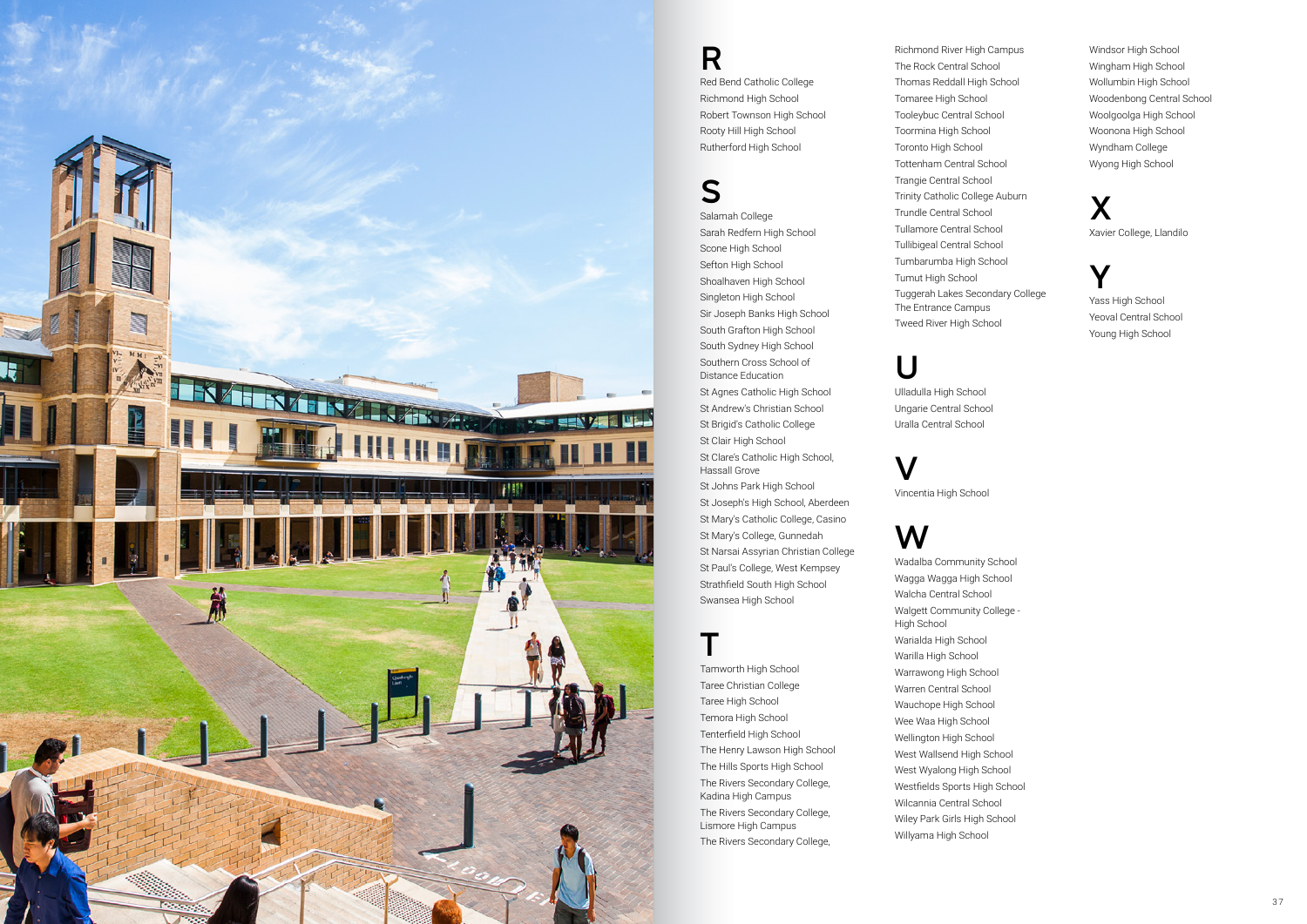## R

Red Bend Catholic College
Richmond High School
Robert Townson High School
Rooty Hill High School
Rutherford High School

## S

Salamah College
Sarah Redfern High School
Scone High School
Sefton High School
Shoalhaven High School
Singleton High School
Sir Joseph Banks High School
South Grafton High School
South Sydney High School
Southern Cross School of Distance Education
St Agnes Catholic High School
St Andrew's Christian School
St Brigid's Catholic College
St Clair High School
St Clare's Catholic High School, Hassall Grove
St Johns Park High School
St Joseph's High School, Aberdeen
St Mary's Catholic College, Casino
St Mary's College, Gunnedah
St Narsai Assyrian Christian College
St Paul's College, West Kempsey
Strathfield South High School
Swansea High School

## T

Tamworth High School
Taree Christian College
Taree High School
Temora High School
Tenterfield High School
The Henry Lawson High School
The Hills Sports High School
The Rivers Secondary College, Kadina High Campus
The Rivers Secondary College, Lismore High Campus
The Rivers Secondary College, Richmond River High Campus
The Rock Central School
Thomas Reddall High School
Tomaree High School
Tooleybuc Central School
Toormina High School
Toronto High School
Tottenham Central School
Trangie Central School
Trinity Catholic College Auburn
Trundle Central School
Tullamore Central School
Tullibigeal Central School
Tumbarumba High School
Tumut High School
Tuggerah Lakes Secondary College The Entrance Campus
Tweed River High School

## U

Ulladulla High School
Ungarie Central School
Uralla Central School

## V

Vincentia High School

## W

Wadalba Community School
Wagga Wagga High School
Walcha Central School
Walgett Community College - High School
Warialda High School
Warilla High School
Warrawong High School
Warren Central School
Wauchope High School
Wee Waa High School
Wellington High School
West Wallsend High School
West Wyalong High School
Westfields Sports High School
Wilcannia Central School
Wiley Park Girls High School
Willyama High School
Windsor High School
Wingham High School
Wollumbin High School
Woodenbong Central School
Woolgoolga High School
Woonona High School
Wyndham College
Wyong High School

## X

Xavier College, Llandilo

## Y

Yass High School
Yeoval Central School
Young High School